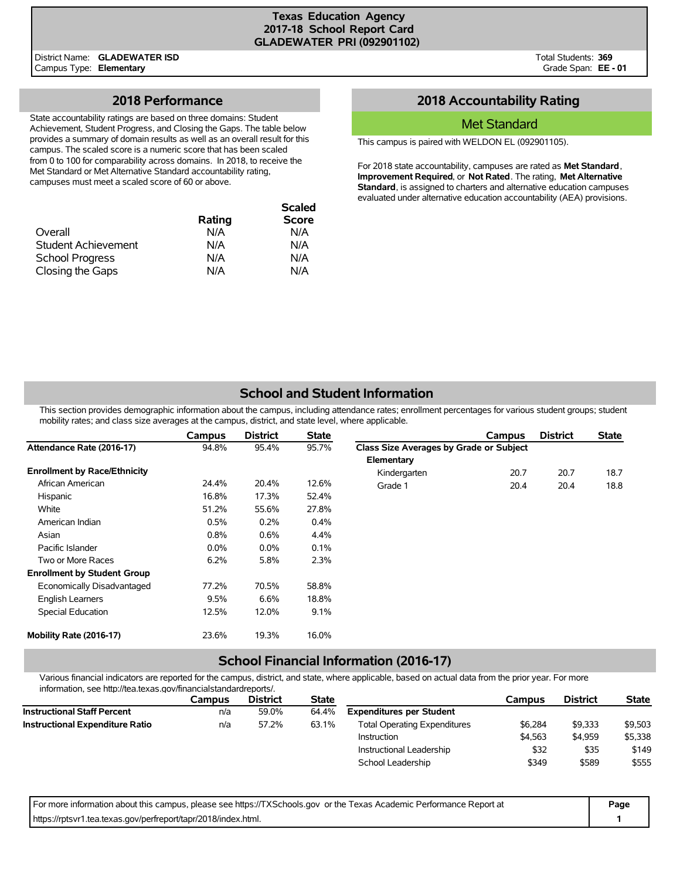# Texas Education Agency
## 2017-18 School Report Card
## GLADEWATER PRI (092901102)

District Name: **GLADEWATER ISD**
Campus Type: **Elementary**

Total Students: **369**
Grade Span: **EE - 01**

## 2018 Performance

State accountability ratings are based on three domains: Student Achievement, Student Progress, and Closing the Gaps. The table below provides a summary of domain results as well as an overall result for this campus. The scaled score is a numeric score that has been scaled from 0 to 100 for comparability across domains. In 2018, to receive the Met Standard or Met Alternative Standard accountability rating, campuses must meet a scaled score of 60 or above.

| | Rating | Scaled Score |
|---|---|---|
| Overall | N/A | N/A |
| Student Achievement | N/A | N/A |
| School Progress | N/A | N/A |
| Closing the Gaps | N/A | N/A |

## 2018 Accountability Rating

**Met Standard**

This campus is paired with WELDON EL (092901105).

For 2018 state accountability, campuses are rated as **Met Standard**, **Improvement Required**, or **Not Rated**. The rating, **Met Alternative Standard**, is assigned to charters and alternative education campuses evaluated under alternative education accountability (AEA) provisions.

## School and Student Information

This section provides demographic information about the campus, including attendance rates; enrollment percentages for various student groups; student mobility rates; and class size averages at the campus, district, and state level, where applicable.

| | Campus | District | State |
|---|---|---|---|
| **Attendance Rate (2016-17)** | 94.8% | 95.4% | 95.7% |
| **Enrollment by Race/Ethnicity** | | | |
| African American | 24.4% | 20.4% | 12.6% |
| Hispanic | 16.8% | 17.3% | 52.4% |
| White | 51.2% | 55.6% | 27.8% |
| American Indian | 0.5% | 0.2% | 0.4% |
| Asian | 0.8% | 0.6% | 4.4% |
| Pacific Islander | 0.0% | 0.0% | 0.1% |
| Two or More Races | 6.2% | 5.8% | 2.3% |
| **Enrollment by Student Group** | | | |
| Economically Disadvantaged | 77.2% | 70.5% | 58.8% |
| English Learners | 9.5% | 6.6% | 18.8% |
| Special Education | 12.5% | 12.0% | 9.1% |
| **Mobility Rate (2016-17)** | 23.6% | 19.3% | 16.0% |

| | Campus | District | State |
|---|---|---|---|
| **Class Size Averages by Grade or Subject** | | | |
| **Elementary** | | | |
| Kindergarten | 20.7 | 20.7 | 18.7 |
| Grade 1 | 20.4 | 20.4 | 18.8 |

## School Financial Information (2016-17)

Various financial indicators are reported for the campus, district, and state, where applicable, based on actual data from the prior year. For more information, see http://tea.texas.gov/financialstandardreports/.

| | Campus | District | State |
|---|---|---|---|
| **Instructional Staff Percent** | n/a | 59.0% | 64.4% |
| **Instructional Expenditure Ratio** | n/a | 57.2% | 63.1% |

| | Campus | District | State |
|---|---|---|---|
| **Expenditures per Student** | | | |
| Total Operating Expenditures | $6,284 | $9,333 | $9,503 |
| Instruction | $4,563 | $4,959 | $5,338 |
| Instructional Leadership | $32 | $35 | $149 |
| School Leadership | $349 | $589 | $555 |

For more information about this campus, please see https://TXSchools.gov or the Texas Academic Performance Report at https://rptsvr1.tea.texas.gov/perfreport/tapr/2018/index.html.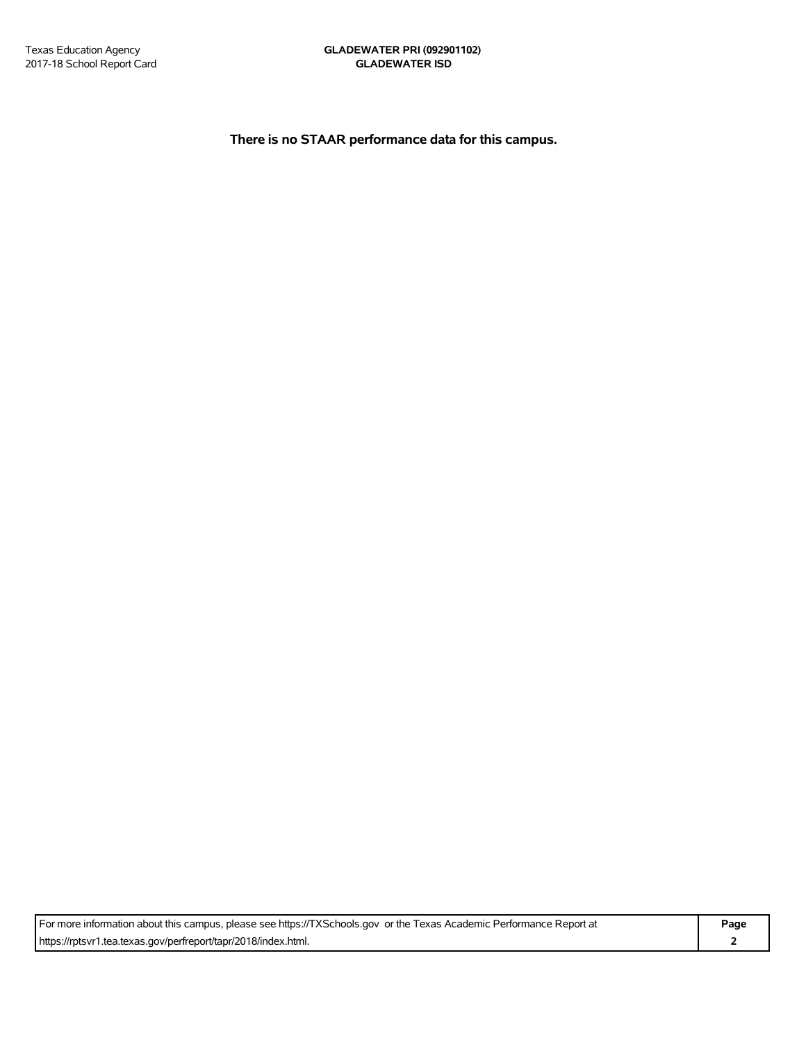**There is no STAAR performance data for this campus.**

| For more information about this campus, please see https://TXSchools.gov or the Texas Academic Performance Report at https://rptsvr1.tea.texas.gov/perfreport/tapr/2018/index.html. | Page 2 |
|---|---|